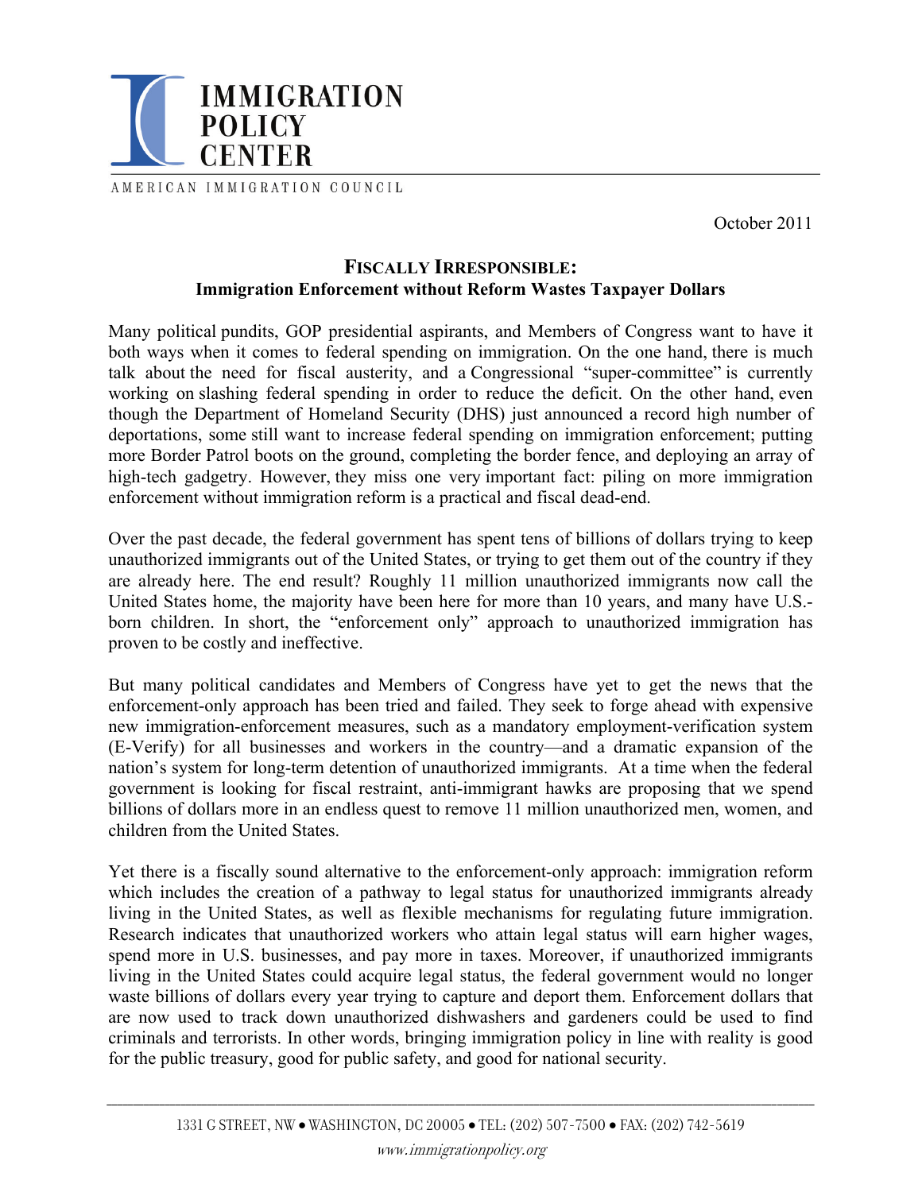IMMIGRATION POLICY CENTER

AMERICAN IMMIGRATION COUNCIL

October 2011

# FISCALLY IRRESPONSIBLE: Immigration Enforcement without Reform Wastes Taxpayer Dollars

Many political pundits, GOP presidential aspirants, and Members of Congress want to have it both ways when it comes to federal spending on immigration. On the one hand, there is much talk about the need for fiscal austerity, and a Congressional "super-committee" is currently working on slashing federal spending in order to reduce the deficit. On the other hand, even though the Department of Homeland Security (DHS) just announced a record high number of deportations, some still want to increase federal spending on immigration enforcement; putting more Border Patrol boots on the ground, completing the border fence, and deploying an array of high-tech gadgetry. However, they miss one very important fact: piling on more immigration enforcement without immigration reform is a practical and fiscal dead-end.

Over the past decade, the federal government has spent tens of billions of dollars trying to keep unauthorized immigrants out of the United States, or trying to get them out of the country if they are already here. The end result? Roughly 11 million unauthorized immigrants now call the United States home, the majority have been here for more than 10 years, and many have U.S.-born children. In short, the "enforcement only" approach to unauthorized immigration has proven to be costly and ineffective.

But many political candidates and Members of Congress have yet to get the news that the enforcement-only approach has been tried and failed. They seek to forge ahead with expensive new immigration-enforcement measures, such as a mandatory employment-verification system (E-Verify) for all businesses and workers in the country—and a dramatic expansion of the nation's system for long-term detention of unauthorized immigrants. At a time when the federal government is looking for fiscal restraint, anti-immigrant hawks are proposing that we spend billions of dollars more in an endless quest to remove 11 million unauthorized men, women, and children from the United States.

Yet there is a fiscally sound alternative to the enforcement-only approach: immigration reform which includes the creation of a pathway to legal status for unauthorized immigrants already living in the United States, as well as flexible mechanisms for regulating future immigration. Research indicates that unauthorized workers who attain legal status will earn higher wages, spend more in U.S. businesses, and pay more in taxes. Moreover, if unauthorized immigrants living in the United States could acquire legal status, the federal government would no longer waste billions of dollars every year trying to capture and deport them. Enforcement dollars that are now used to track down unauthorized dishwashers and gardeners could be used to find criminals and terrorists. In other words, bringing immigration policy in line with reality is good for the public treasury, good for public safety, and good for national security.

1331 G STREET, NW • WASHINGTON, DC 20005 • TEL: (202) 507-7500 • FAX: (202) 742-5619

*www.immigrationpolicy.org*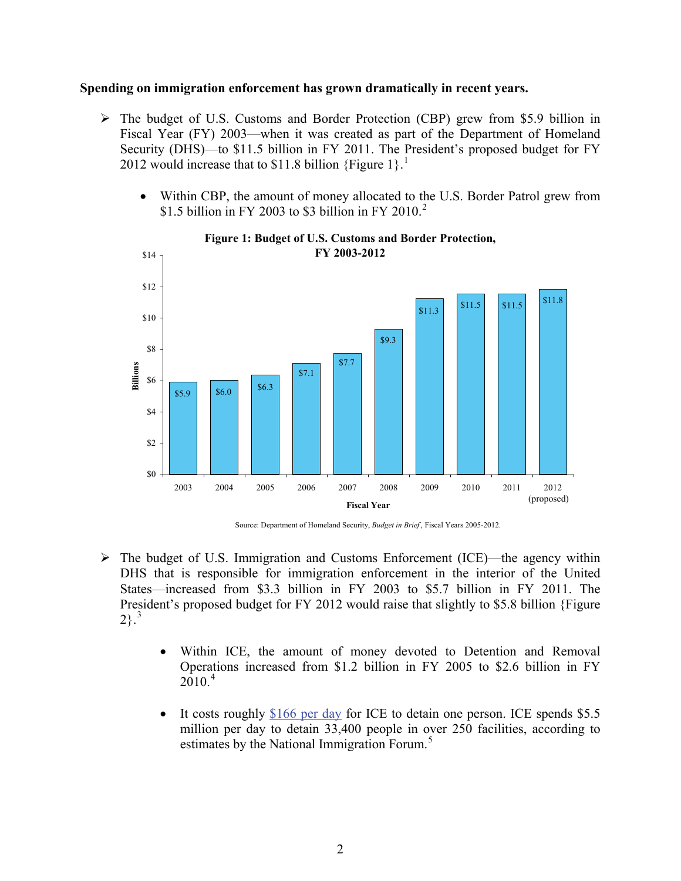**Spending on immigration enforcement has grown dramatically in recent years.**

- The budget of U.S. Customs and Border Protection (CBP) grew from $5.9 billion in Fiscal Year (FY) 2003—when it was created as part of the Department of Homeland Security (DHS)—to $11.5 billion in FY 2011. The President's proposed budget for FY 2012 would increase that to $11.8 billion {Figure 1}.[1]
  - Within CBP, the amount of money allocated to the U.S. Border Patrol grew from $1.5 billion in FY 2003 to $3 billion in FY 2010.[2]

**Figure 1: Budget of U.S. Customs and Border Protection, FY 2003-2012**

| Fiscal Year | Billions |
|---|---|
| 2003 | $5.9 |
| 2004 | $6.0 |
| 2005 | $6.3 |
| 2006 | $7.1 |
| 2007 | $7.7 |
| 2008 | $9.3 |
| 2009 | $11.3 |
| 2010 | $11.5 |
| 2011 | $11.5 |
| 2012 (proposed) | $11.8 |

Source: Department of Homeland Security, *Budget in Brief*, Fiscal Years 2005-2012.

- The budget of U.S. Immigration and Customs Enforcement (ICE)—the agency within DHS that is responsible for immigration enforcement in the interior of the United States—increased from $3.3 billion in FY 2003 to $5.7 billion in FY 2011. The President's proposed budget for FY 2012 would raise that slightly to $5.8 billion {Figure 2}.[3]
  - Within ICE, the amount of money devoted to Detention and Removal Operations increased from $1.2 billion in FY 2005 to $2.6 billion in FY 2010.[4]
  - It costs roughly $166 per day for ICE to detain one person. ICE spends $5.5 million per day to detain 33,400 people in over 250 facilities, according to estimates by the National Immigration Forum.[5]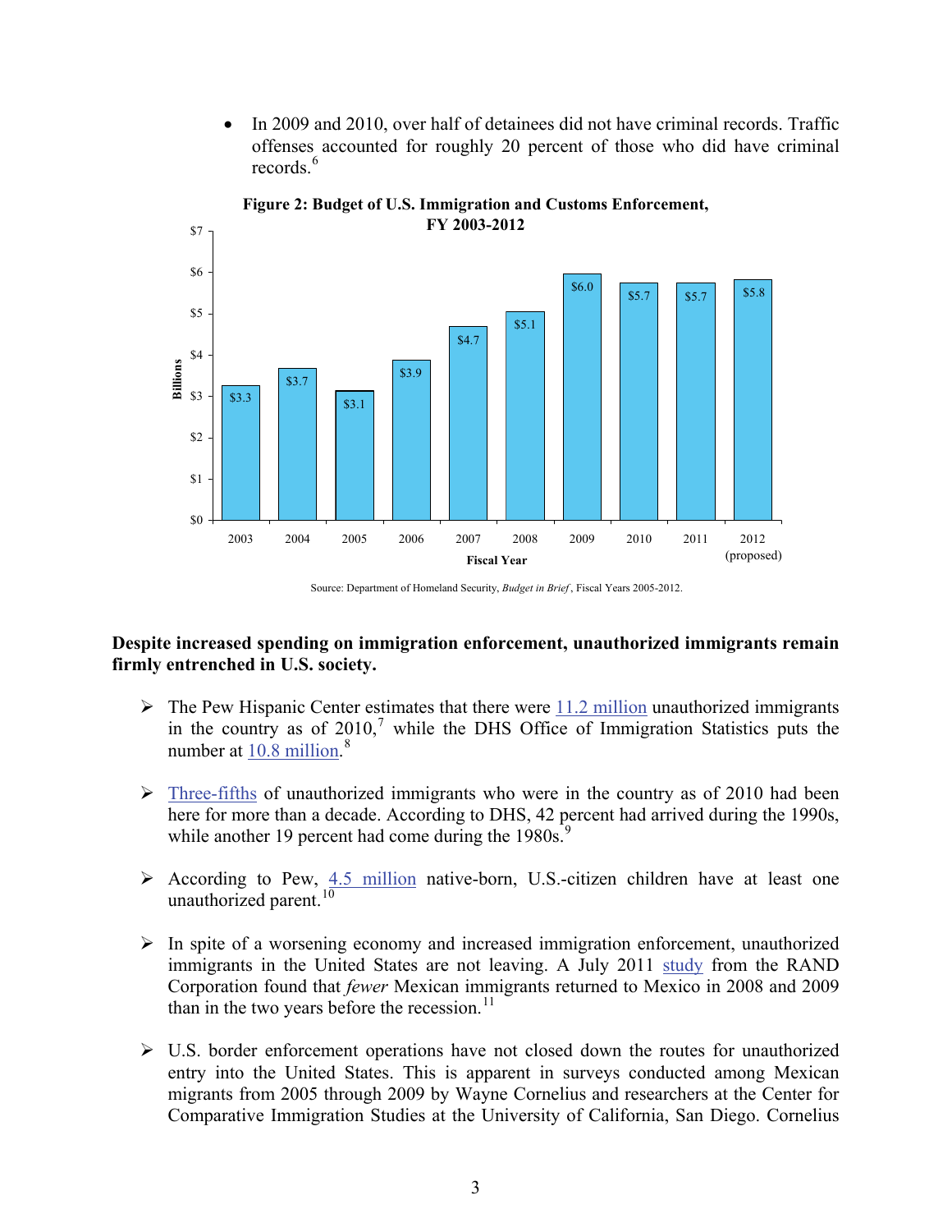- In 2009 and 2010, over half of detainees did not have criminal records. Traffic offenses accounted for roughly 20 percent of those who did have criminal records.[6]

**Figure 2: Budget of U.S. Immigration and Customs Enforcement, FY 2003-2012**

| Fiscal Year | Billions |
|---|---|
| 2003 | $3.3 |
| 2004 | $3.7 |
| 2005 | $3.1 |
| 2006 | $3.9 |
| 2007 | $4.7 |
| 2008 | $5.1 |
| 2009 | $6.0 |
| 2010 | $5.7 |
| 2011 | $5.7 |
| 2012 (proposed) | $5.8 |

Source: Department of Homeland Security, *Budget in Brief*, Fiscal Years 2005-2012.

**Despite increased spending on immigration enforcement, unauthorized immigrants remain firmly entrenched in U.S. society.**

- The Pew Hispanic Center estimates that there were 11.2 million unauthorized immigrants in the country as of 2010,[7] while the DHS Office of Immigration Statistics puts the number at 10.8 million.[8]

- Three-fifths of unauthorized immigrants who were in the country as of 2010 had been here for more than a decade. According to DHS, 42 percent had arrived during the 1990s, while another 19 percent had come during the 1980s.[9]

- According to Pew, 4.5 million native-born, U.S.-citizen children have at least one unauthorized parent.[10]

- In spite of a worsening economy and increased immigration enforcement, unauthorized immigrants in the United States are not leaving. A July 2011 study from the RAND Corporation found that *fewer* Mexican immigrants returned to Mexico in 2008 and 2009 than in the two years before the recession.[11]

- U.S. border enforcement operations have not closed down the routes for unauthorized entry into the United States. This is apparent in surveys conducted among Mexican migrants from 2005 through 2009 by Wayne Cornelius and researchers at the Center for Comparative Immigration Studies at the University of California, San Diego. Cornelius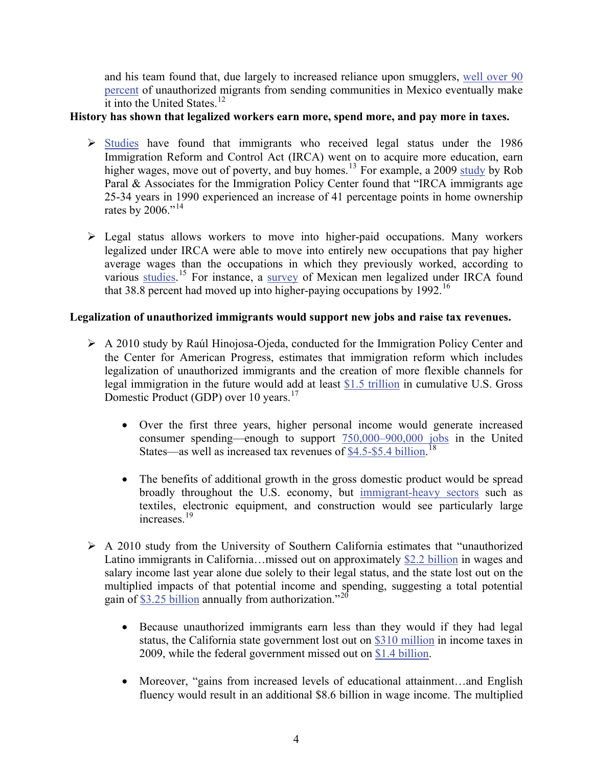and his team found that, due largely to increased reliance upon smugglers, well over 90 percent of unauthorized migrants from sending communities in Mexico eventually make it into the United States.[12]

**History has shown that legalized workers earn more, spend more, and pay more in taxes.**

- Studies have found that immigrants who received legal status under the 1986 Immigration Reform and Control Act (IRCA) went on to acquire more education, earn higher wages, move out of poverty, and buy homes.[13] For example, a 2009 study by Rob Paral & Associates for the Immigration Policy Center found that "IRCA immigrants age 25-34 years in 1990 experienced an increase of 41 percentage points in home ownership rates by 2006."[14]

- Legal status allows workers to move into higher-paid occupations. Many workers legalized under IRCA were able to move into entirely new occupations that pay higher average wages than the occupations in which they previously worked, according to various studies.[15] For instance, a survey of Mexican men legalized under IRCA found that 38.8 percent had moved up into higher-paying occupations by 1992.[16]

**Legalization of unauthorized immigrants would support new jobs and raise tax revenues.**

- A 2010 study by Raúl Hinojosa-Ojeda, conducted for the Immigration Policy Center and the Center for American Progress, estimates that immigration reform which includes legalization of unauthorized immigrants and the creation of more flexible channels for legal immigration in the future would add at least $1.5 trillion in cumulative U.S. Gross Domestic Product (GDP) over 10 years.[17]

  - Over the first three years, higher personal income would generate increased consumer spending—enough to support 750,000–900,000 jobs in the United States—as well as increased tax revenues of $4.5-$5.4 billion.[18]

  - The benefits of additional growth in the gross domestic product would be spread broadly throughout the U.S. economy, but immigrant-heavy sectors such as textiles, electronic equipment, and construction would see particularly large increases.[19]

- A 2010 study from the University of Southern California estimates that "unauthorized Latino immigrants in California…missed out on approximately $2.2 billion in wages and salary income last year alone due solely to their legal status, and the state lost out on the multiplied impacts of that potential income and spending, suggesting a total potential gain of $3.25 billion annually from authorization."[20]

  - Because unauthorized immigrants earn less than they would if they had legal status, the California state government lost out on $310 million in income taxes in 2009, while the federal government missed out on $1.4 billion.

  - Moreover, "gains from increased levels of educational attainment…and English fluency would result in an additional $8.6 billion in wage income. The multiplied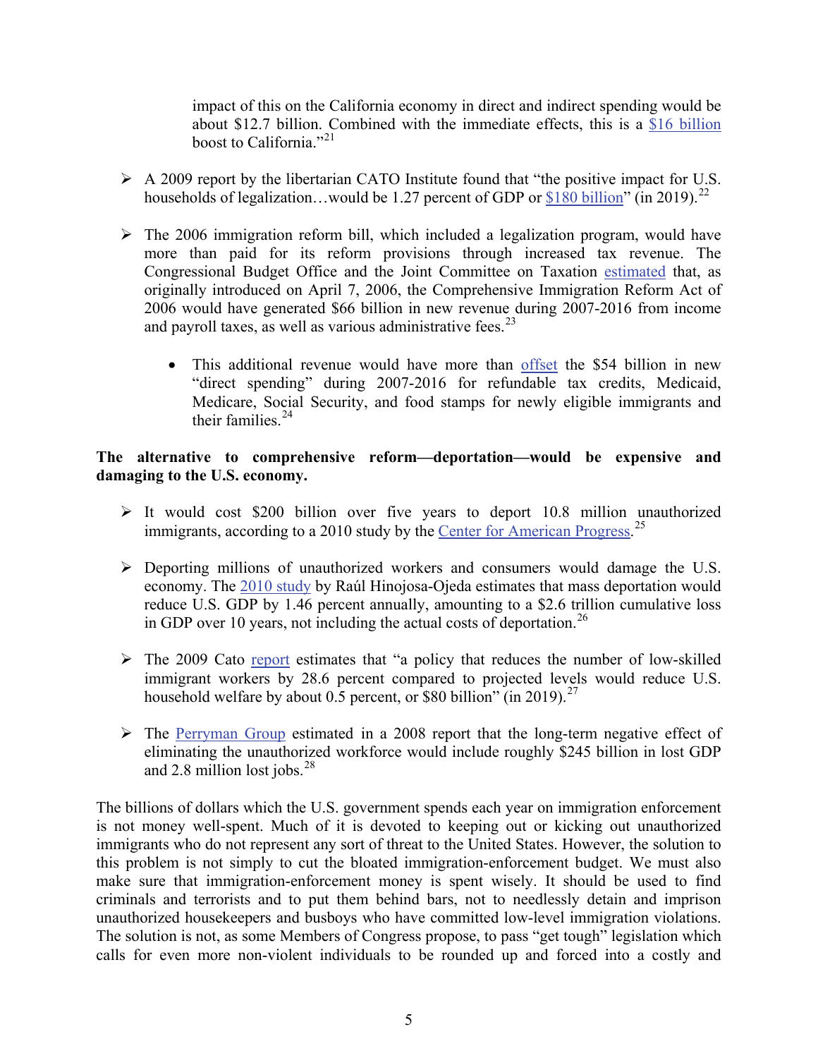impact of this on the California economy in direct and indirect spending would be about $12.7 billion. Combined with the immediate effects, this is a $16 billion boost to California."[21]

- A 2009 report by the libertarian CATO Institute found that "the positive impact for U.S. households of legalization…would be 1.27 percent of GDP or $180 billion" (in 2019).[22]

- The 2006 immigration reform bill, which included a legalization program, would have more than paid for its reform provisions through increased tax revenue. The Congressional Budget Office and the Joint Committee on Taxation estimated that, as originally introduced on April 7, 2006, the Comprehensive Immigration Reform Act of 2006 would have generated $66 billion in new revenue during 2007-2016 from income and payroll taxes, as well as various administrative fees.[23]

    - This additional revenue would have more than offset the $54 billion in new "direct spending" during 2007-2016 for refundable tax credits, Medicaid, Medicare, Social Security, and food stamps for newly eligible immigrants and their families.[24]

**The alternative to comprehensive reform—deportation—would be expensive and damaging to the U.S. economy.**

- It would cost $200 billion over five years to deport 10.8 million unauthorized immigrants, according to a 2010 study by the Center for American Progress.[25]

- Deporting millions of unauthorized workers and consumers would damage the U.S. economy. The 2010 study by Raúl Hinojosa-Ojeda estimates that mass deportation would reduce U.S. GDP by 1.46 percent annually, amounting to a $2.6 trillion cumulative loss in GDP over 10 years, not including the actual costs of deportation.[26]

- The 2009 Cato report estimates that "a policy that reduces the number of low-skilled immigrant workers by 28.6 percent compared to projected levels would reduce U.S. household welfare by about 0.5 percent, or $80 billion" (in 2019).[27]

- The Perryman Group estimated in a 2008 report that the long-term negative effect of eliminating the unauthorized workforce would include roughly $245 billion in lost GDP and 2.8 million lost jobs.[28]

The billions of dollars which the U.S. government spends each year on immigration enforcement is not money well-spent. Much of it is devoted to keeping out or kicking out unauthorized immigrants who do not represent any sort of threat to the United States. However, the solution to this problem is not simply to cut the bloated immigration-enforcement budget. We must also make sure that immigration-enforcement money is spent wisely. It should be used to find criminals and terrorists and to put them behind bars, not to needlessly detain and imprison unauthorized housekeepers and busboys who have committed low-level immigration violations. The solution is not, as some Members of Congress propose, to pass "get tough" legislation which calls for even more non-violent individuals to be rounded up and forced into a costly and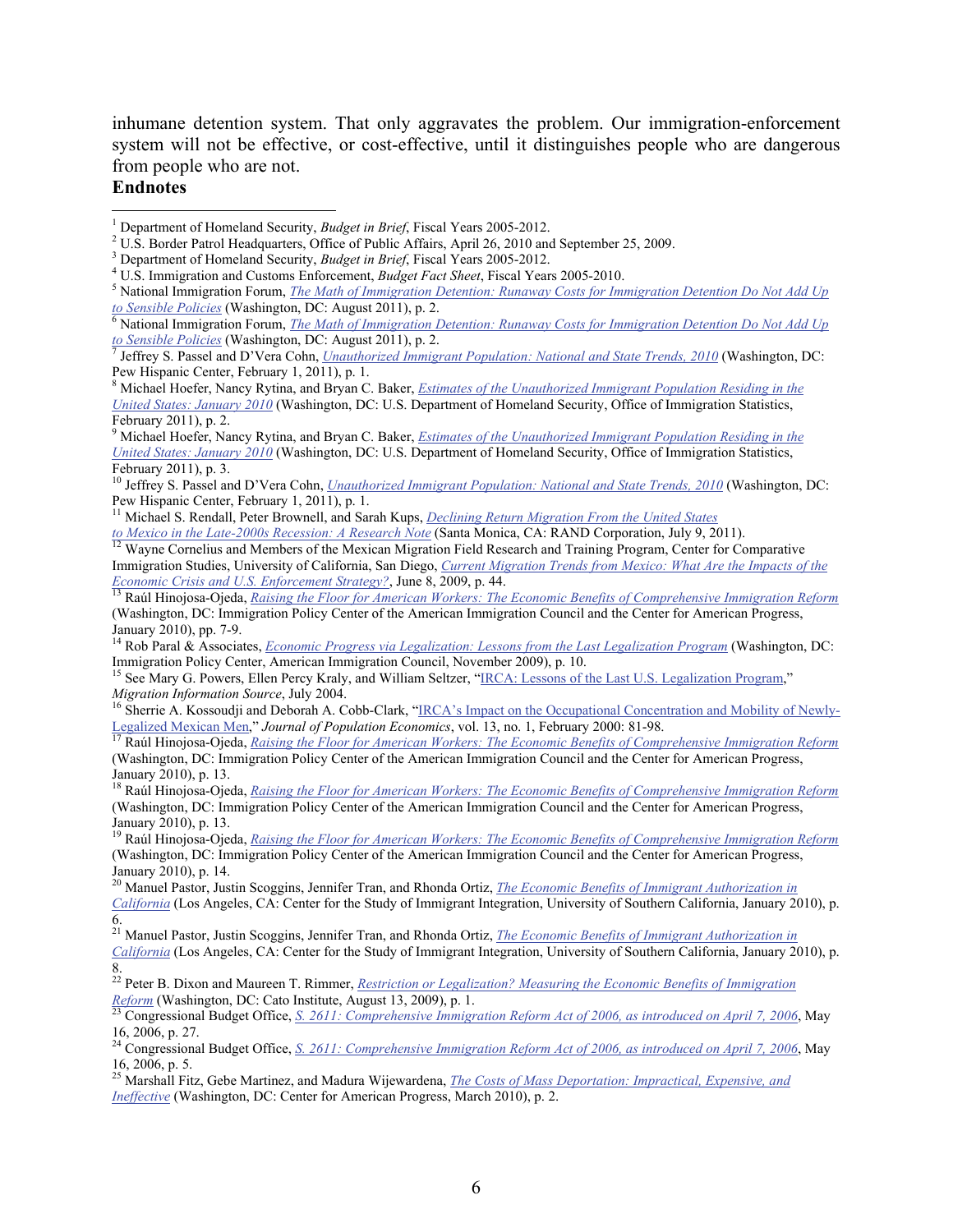inhumane detention system. That only aggravates the problem. Our immigration-enforcement system will not be effective, or cost-effective, until it distinguishes people who are dangerous from people who are not.

**Endnotes**

[1] Department of Homeland Security, *Budget in Brief*, Fiscal Years 2005-2012.

[2] U.S. Border Patrol Headquarters, Office of Public Affairs, April 26, 2010 and September 25, 2009.

[3] Department of Homeland Security, *Budget in Brief*, Fiscal Years 2005-2012.

[4] U.S. Immigration and Customs Enforcement, *Budget Fact Sheet*, Fiscal Years 2005-2010.

[5] National Immigration Forum, *The Math of Immigration Detention: Runaway Costs for Immigration Detention Do Not Add Up to Sensible Policies* (Washington, DC: August 2011), p. 2.

[6] National Immigration Forum, *The Math of Immigration Detention: Runaway Costs for Immigration Detention Do Not Add Up to Sensible Policies* (Washington, DC: August 2011), p. 2.

[7] Jeffrey S. Passel and D'Vera Cohn, *Unauthorized Immigrant Population: National and State Trends, 2010* (Washington, DC: Pew Hispanic Center, February 1, 2011), p. 1.

[8] Michael Hoefer, Nancy Rytina, and Bryan C. Baker, *Estimates of the Unauthorized Immigrant Population Residing in the United States: January 2010* (Washington, DC: U.S. Department of Homeland Security, Office of Immigration Statistics, February 2011), p. 2.

[9] Michael Hoefer, Nancy Rytina, and Bryan C. Baker, *Estimates of the Unauthorized Immigrant Population Residing in the United States: January 2010* (Washington, DC: U.S. Department of Homeland Security, Office of Immigration Statistics, February 2011), p. 3.

[10] Jeffrey S. Passel and D'Vera Cohn, *Unauthorized Immigrant Population: National and State Trends, 2010* (Washington, DC: Pew Hispanic Center, February 1, 2011), p. 1.

[11] Michael S. Rendall, Peter Brownell, and Sarah Kups, *Declining Return Migration From the United States to Mexico in the Late-2000s Recession: A Research Note* (Santa Monica, CA: RAND Corporation, July 9, 2011).

[12] Wayne Cornelius and Members of the Mexican Migration Field Research and Training Program, Center for Comparative Immigration Studies, University of California, San Diego, *Current Migration Trends from Mexico: What Are the Impacts of the Economic Crisis and U.S. Enforcement Strategy?*, June 8, 2009, p. 44.

[13] Raúl Hinojosa-Ojeda, *Raising the Floor for American Workers: The Economic Benefits of Comprehensive Immigration Reform* (Washington, DC: Immigration Policy Center of the American Immigration Council and the Center for American Progress, January 2010), pp. 7-9.

[14] Rob Paral & Associates, *Economic Progress via Legalization: Lessons from the Last Legalization Program* (Washington, DC: Immigration Policy Center, American Immigration Council, November 2009), p. 10.

[15] See Mary G. Powers, Ellen Percy Kraly, and William Seltzer, "IRCA: Lessons of the Last U.S. Legalization Program," *Migration Information Source*, July 2004.

[16] Sherrie A. Kossoudji and Deborah A. Cobb-Clark, "IRCA's Impact on the Occupational Concentration and Mobility of Newly-Legalized Mexican Men," *Journal of Population Economics*, vol. 13, no. 1, February 2000: 81-98.

[17] Raúl Hinojosa-Ojeda, *Raising the Floor for American Workers: The Economic Benefits of Comprehensive Immigration Reform* (Washington, DC: Immigration Policy Center of the American Immigration Council and the Center for American Progress, January 2010), p. 13.

[18] Raúl Hinojosa-Ojeda, *Raising the Floor for American Workers: The Economic Benefits of Comprehensive Immigration Reform* (Washington, DC: Immigration Policy Center of the American Immigration Council and the Center for American Progress, January 2010), p. 13.

[19] Raúl Hinojosa-Ojeda, *Raising the Floor for American Workers: The Economic Benefits of Comprehensive Immigration Reform* (Washington, DC: Immigration Policy Center of the American Immigration Council and the Center for American Progress, January 2010), p. 14.

[20] Manuel Pastor, Justin Scoggins, Jennifer Tran, and Rhonda Ortiz, *The Economic Benefits of Immigrant Authorization in California* (Los Angeles, CA: Center for the Study of Immigrant Integration, University of Southern California, January 2010), p. 6.

[21] Manuel Pastor, Justin Scoggins, Jennifer Tran, and Rhonda Ortiz, *The Economic Benefits of Immigrant Authorization in California* (Los Angeles, CA: Center for the Study of Immigrant Integration, University of Southern California, January 2010), p. 8.

[22] Peter B. Dixon and Maureen T. Rimmer, *Restriction or Legalization? Measuring the Economic Benefits of Immigration Reform* (Washington, DC: Cato Institute, August 13, 2009), p. 1.

[23] Congressional Budget Office, *S. 2611: Comprehensive Immigration Reform Act of 2006, as introduced on April 7, 2006*, May 16, 2006, p. 27.

[24] Congressional Budget Office, *S. 2611: Comprehensive Immigration Reform Act of 2006, as introduced on April 7, 2006*, May 16, 2006, p. 5.

[25] Marshall Fitz, Gebe Martinez, and Madura Wijewardena, *The Costs of Mass Deportation: Impractical, Expensive, and Ineffective* (Washington, DC: Center for American Progress, March 2010), p. 2.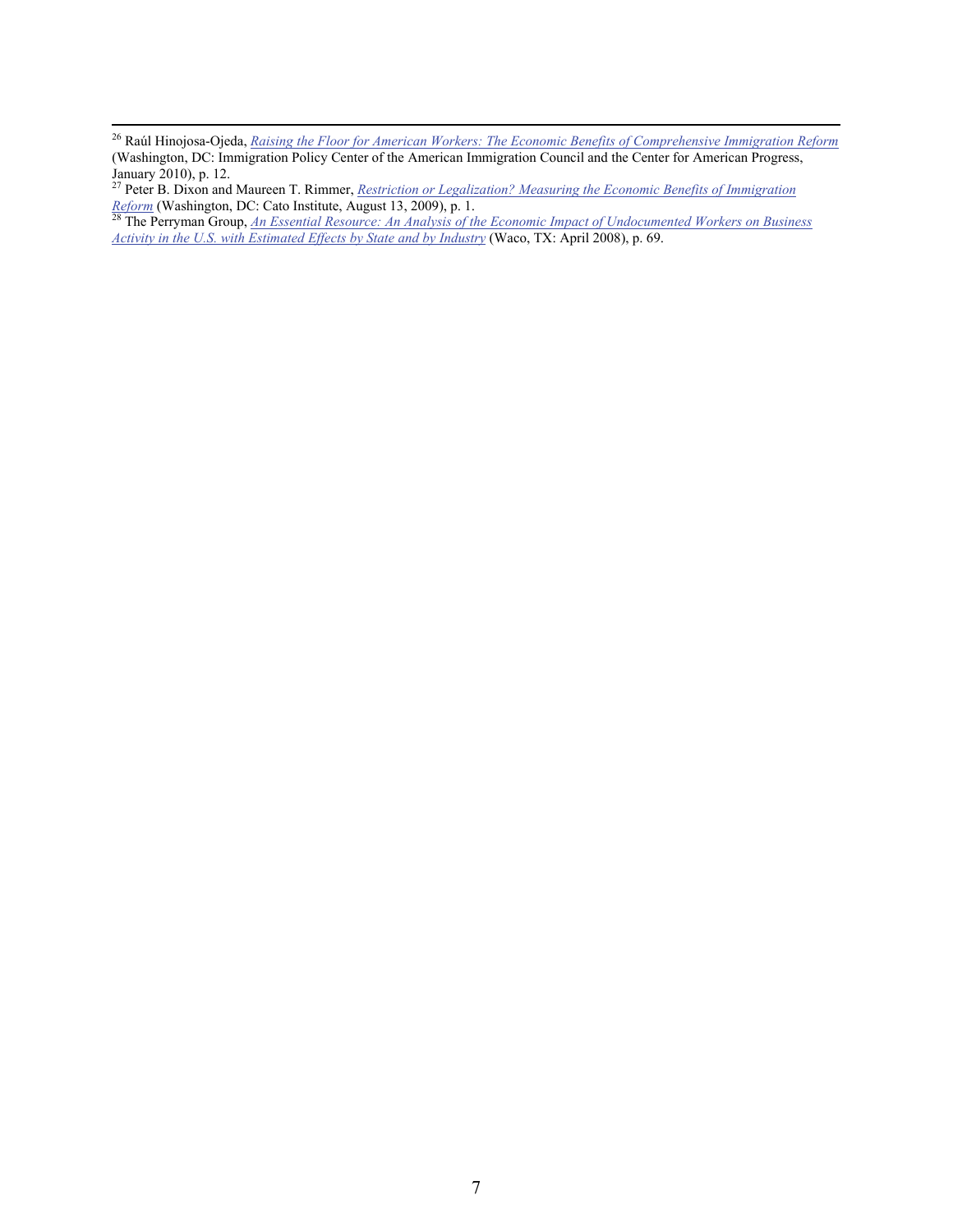---

[26] Raúl Hinojosa-Ojeda, *Raising the Floor for American Workers: The Economic Benefits of Comprehensive Immigration Reform* (Washington, DC: Immigration Policy Center of the American Immigration Council and the Center for American Progress, January 2010), p. 12.

[27] Peter B. Dixon and Maureen T. Rimmer, *Restriction or Legalization? Measuring the Economic Benefits of Immigration Reform* (Washington, DC: Cato Institute, August 13, 2009), p. 1.

[28] The Perryman Group, *An Essential Resource: An Analysis of the Economic Impact of Undocumented Workers on Business Activity in the U.S. with Estimated Effects by State and by Industry* (Waco, TX: April 2008), p. 69.